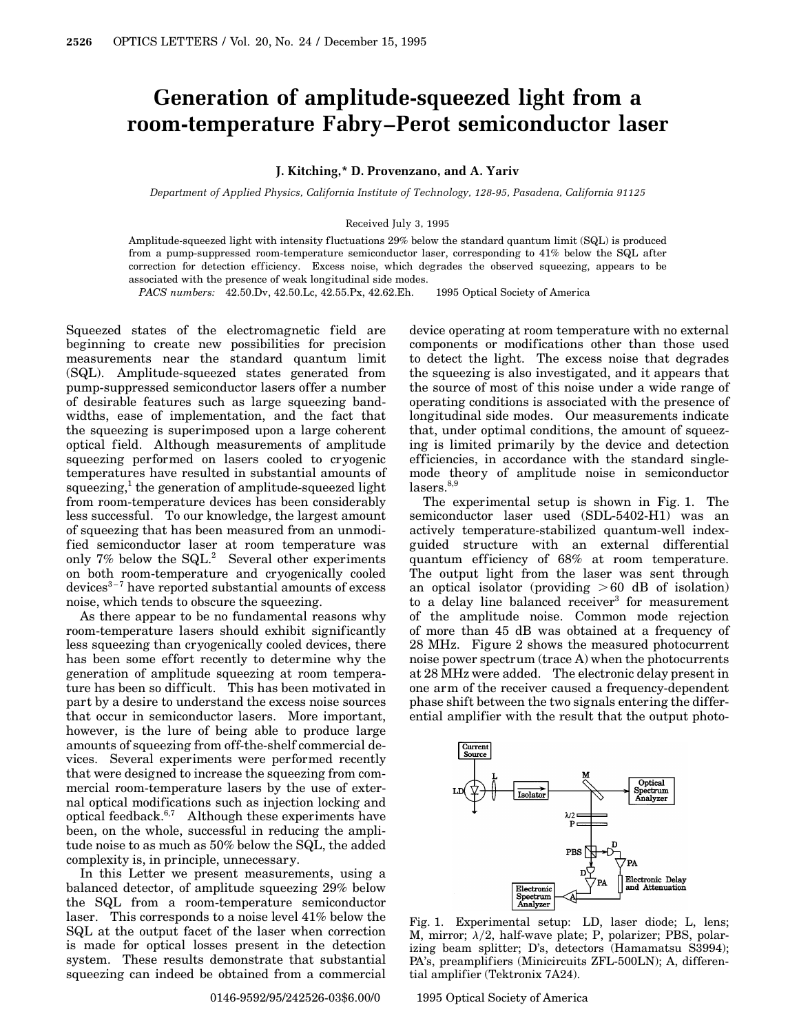# Generation of amplitude-squeezed light from a room-temperature Fabry–Perot semiconductor laser

**J. Kitching,* D. Provenzano, and A. Yariv**

*Department of Applied Physics, California Institute of Technology, 128-95, Pasadena, California 91125*

Received July 3, 1995

Amplitude-squeezed light with intensity fluctuations 29% below the standard quantum limit (SQL) is produced from a pump-suppressed room-temperature semiconductor laser, corresponding to 41% below the SQL after correction for detection efficiency. Excess noise, which degrades the observed squeezing, appears to be associated with the presence of weak longitudinal side modes.

*PACS numbers:* 42.50.Dv, 42.50.Lc, 42.55.Px, 42.62.Eh. © 1995 Optical Society of America

Squeezed states of the electromagnetic field are beginning to create new possibilities for precision measurements near the standard quantum limit (SQL). Amplitude-squeezed states generated from pump-suppressed semiconductor lasers offer a number of desirable features such as large squeezing bandwidths, ease of implementation, and the fact that the squeezing is superimposed upon a large coherent optical field. Although measurements of amplitude squeezing performed on lasers cooled to cryogenic temperatures have resulted in substantial amounts of squeezing,[1] the generation of amplitude-squeezed light from room-temperature devices has been considerably less successful. To our knowledge, the largest amount of squeezing that has been measured from an unmodified semiconductor laser at room temperature was only 7% below the SQL.[2] Several other experiments on both room-temperature and cryogenically cooled devices[3–7] have reported substantial amounts of excess noise, which tends to obscure the squeezing.

As there appear to be no fundamental reasons why room-temperature lasers should exhibit significantly less squeezing than cryogenically cooled devices, there has been some effort recently to determine why the generation of amplitude squeezing at room temperature has been so difficult. This has been motivated in part by a desire to understand the excess noise sources that occur in semiconductor lasers. More important, however, is the lure of being able to produce large amounts of squeezing from off-the-shelf commercial devices. Several experiments were performed recently that were designed to increase the squeezing from commercial room-temperature lasers by the use of external optical modifications such as injection locking and optical feedback.[6,7] Although these experiments have been, on the whole, successful in reducing the amplitude noise to as much as 50% below the SQL, the added complexity is, in principle, unnecessary.

In this Letter we present measurements, using a balanced detector, of amplitude squeezing 29% below the SQL from a room-temperature semiconductor laser. This corresponds to a noise level 41% below the SQL at the output facet of the laser when correction is made for optical losses present in the detection system. These results demonstrate that substantial squeezing can indeed be obtained from a commercial device operating at room temperature with no external components or modifications other than those used to detect the light. The excess noise that degrades the squeezing is also investigated, and it appears that the source of most of this noise under a wide range of operating conditions is associated with the presence of longitudinal side modes. Our measurements indicate that, under optimal conditions, the amount of squeezing is limited primarily by the device and detection efficiencies, in accordance with the standard single-mode theory of amplitude noise in semiconductor lasers.[8,9]

The experimental setup is shown in Fig. 1. The semiconductor laser used (SDL-5402-H1) was an actively temperature-stabilized quantum-well index-guided structure with an external differential quantum efficiency of 68% at room temperature. The output light from the laser was sent through an optical isolator (providing >60 dB of isolation) to a delay line balanced receiver[3] for measurement of the amplitude noise. Common mode rejection of more than 45 dB was obtained at a frequency of 28 MHz. Figure 2 shows the measured photocurrent noise power spectrum (trace A) when the photocurrents at 28 MHz were added. The electronic delay present in one arm of the receiver caused a frequency-dependent phase shift between the two signals entering the differential amplifier with the result that the output photo-

Fig. 1. Experimental setup: LD, laser diode; L, lens; M, mirror; $\lambda/2$, half-wave plate; P, polarizer; PBS, polarizing beam splitter; D's, detectors (Hamamatsu S3994); PA's, preamplifiers (Minicircuits ZFL-500LN); A, differential amplifier (Tektronix 7A24).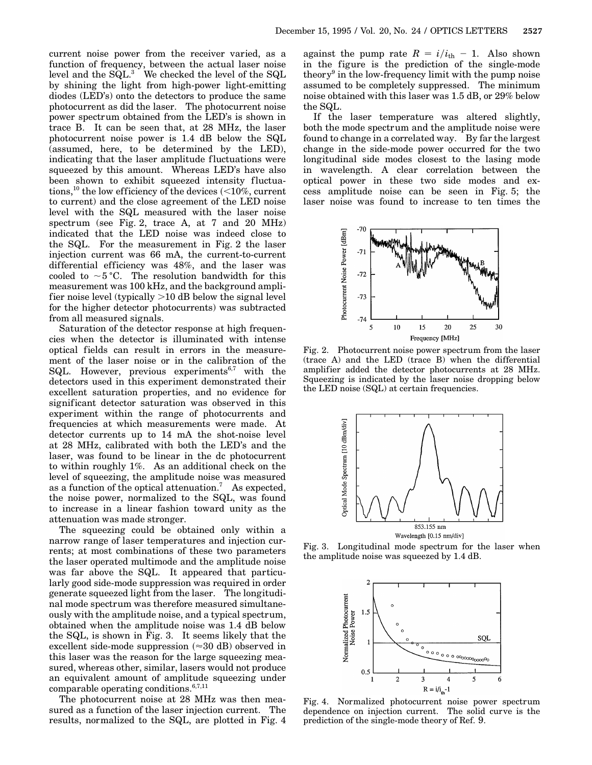current noise power from the receiver varied, as a function of frequency, between the actual laser noise level and the SQL.[3] We checked the level of the SQL by shining the light from high-power light-emitting diodes (LED's) onto the detectors to produce the same photocurrent as did the laser. The photocurrent noise power spectrum obtained from the LED's is shown in trace B. It can be seen that, at 28 MHz, the laser photocurrent noise power is 1.4 dB below the SQL (assumed, here, to be determined by the LED), indicating that the laser amplitude fluctuations were squeezed by this amount. Whereas LED's have also been shown to exhibit squeezed intensity fluctuations,[10] the low efficiency of the devices (<10%, current to current) and the close agreement of the LED noise level with the SQL measured with the laser noise spectrum (see Fig. 2, trace A, at 7 and 20 MHz) indicated that the LED noise was indeed close to the SQL. For the measurement in Fig. 2 the laser injection current was 66 mA, the current-to-current differential efficiency was 48%, and the laser was cooled to $\sim 5\,^{\circ}\mathrm{C}$. The resolution bandwidth for this measurement was 100 kHz, and the background amplifier noise level (typically >10 dB below the signal level for the higher detector photocurrents) was subtracted from all measured signals.

Saturation of the detector response at high frequencies when the detector is illuminated with intense optical fields can result in errors in the measurement of the laser noise or in the calibration of the SQL. However, previous experiments[6,7] with the detectors used in this experiment demonstrated their excellent saturation properties, and no evidence for significant detector saturation was observed in this experiment within the range of photocurrents and frequencies at which measurements were made. At detector currents up to 14 mA the shot-noise level at 28 MHz, calibrated with both the LED's and the laser, was found to be linear in the dc photocurrent to within roughly 1%. As an additional check on the level of squeezing, the amplitude noise was measured as a function of the optical attenuation.[7] As expected, the noise power, normalized to the SQL, was found to increase in a linear fashion toward unity as the attenuation was made stronger.

The squeezing could be obtained only within a narrow range of laser temperatures and injection currents; at most combinations of these two parameters the laser operated multimode and the amplitude noise was far above the SQL. It appeared that particularly good side-mode suppression was required in order generate squeezed light from the laser. The longitudinal mode spectrum was therefore measured simultaneously with the amplitude noise, and a typical spectrum, obtained when the amplitude noise was 1.4 dB below the SQL, is shown in Fig. 3. It seems likely that the excellent side-mode suppression ($\approx$30 dB) observed in this laser was the reason for the large squeezing measured, whereas other, similar, lasers would not produce an equivalent amount of amplitude squeezing under comparable operating conditions.[6,7,11]

The photocurrent noise at 28 MHz was then measured as a function of the laser injection current. The results, normalized to the SQL, are plotted in Fig. 4 against the pump rate $R = i/i_{\mathrm{th}} - 1$. Also shown in the figure is the prediction of the single-mode theory[9] in the low-frequency limit with the pump noise assumed to be completely suppressed. The minimum noise obtained with this laser was 1.5 dB, or 29% below the SQL.

If the laser temperature was altered slightly, both the mode spectrum and the amplitude noise were found to change in a correlated way. By far the largest change in the side-mode power occurred for the two longitudinal side modes closest to the lasing mode in wavelength. A clear correlation between the optical power in these two side modes and excess amplitude noise can be seen in Fig. 5; the laser noise was found to increase to ten times the

Fig. 2. Photocurrent noise power spectrum from the laser (trace A) and the LED (trace B) when the differential amplifier added the detector photocurrents at 28 MHz. Squeezing is indicated by the laser noise dropping below the LED noise (SQL) at certain frequencies.

Fig. 3. Longitudinal mode spectrum for the laser when the amplitude noise was squeezed by 1.4 dB.

Fig. 4. Normalized photocurrent noise power spectrum dependence on injection current. The solid curve is the prediction of the single-mode theory of Ref. 9.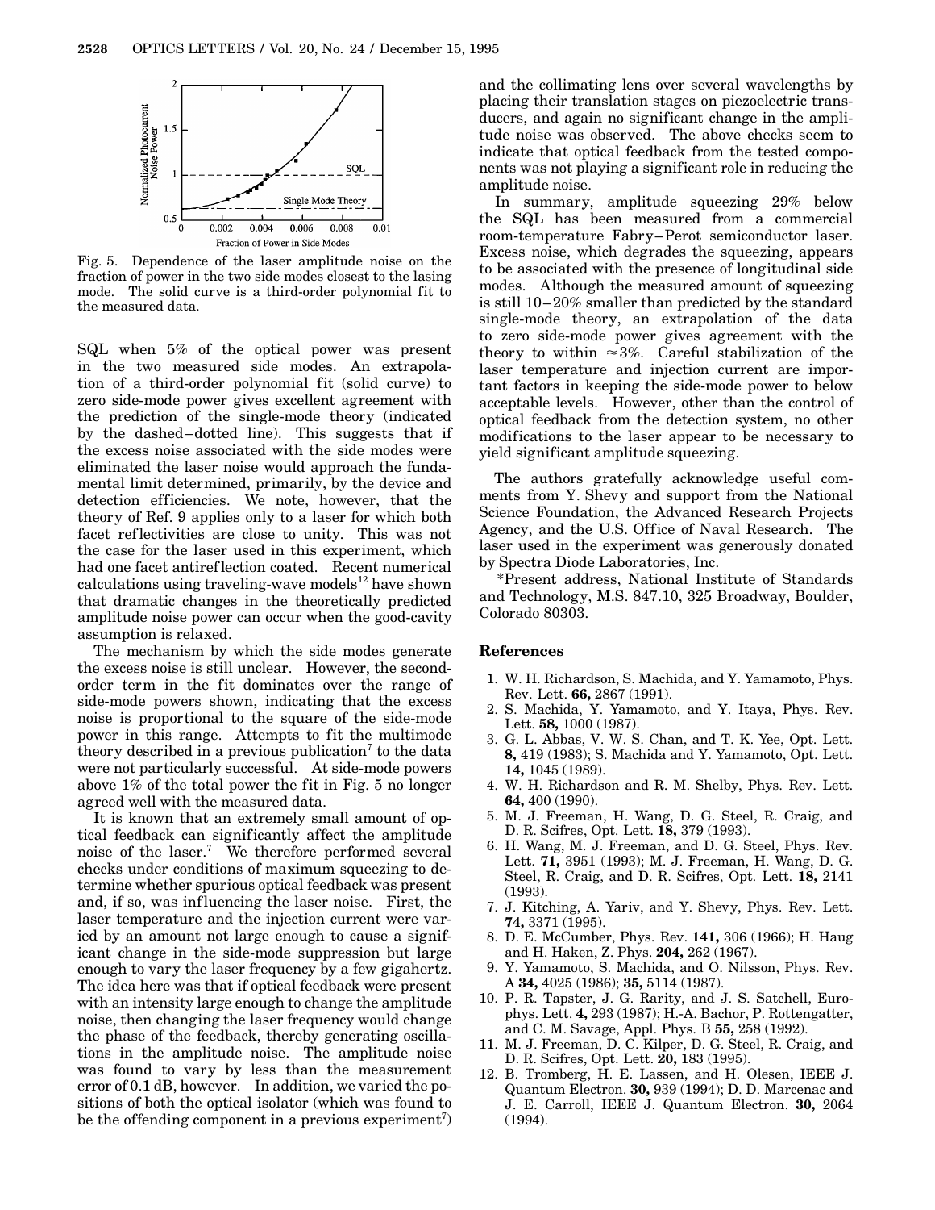Normalized Photocurrent Noise Power

2

1.5

1

0.5

SQL

Single Mode Theory

0 0.002 0.004 0.006 0.008 0.01

Fraction of Power in Side Modes

Fig. 5. Dependence of the laser amplitude noise on the fraction of power in the two side modes closest to the lasing mode. The solid curve is a third-order polynomial fit to the measured data.

SQL when 5% of the optical power was present in the two measured side modes. An extrapolation of a third-order polynomial fit (solid curve) to zero side-mode power gives excellent agreement with the prediction of the single-mode theory (indicated by the dashed–dotted line). This suggests that if the excess noise associated with the side modes were eliminated the laser noise would approach the fundamental limit determined, primarily, by the device and detection efficiencies. We note, however, that the theory of Ref. 9 applies only to a laser for which both facet reflectivities are close to unity. This was not the case for the laser used in this experiment, which had one facet antireflection coated. Recent numerical calculations using traveling-wave models[12] have shown that dramatic changes in the theoretically predicted amplitude noise power can occur when the good-cavity assumption is relaxed.

The mechanism by which the side modes generate the excess noise is still unclear. However, the second-order term in the fit dominates over the range of side-mode powers shown, indicating that the excess noise is proportional to the square of the side-mode power in this range. Attempts to fit the multimode theory described in a previous publication[7] to the data were not particularly successful. At side-mode powers above 1% of the total power the fit in Fig. 5 no longer agreed well with the measured data.

It is known that an extremely small amount of optical feedback can significantly affect the amplitude noise of the laser.[7] We therefore performed several checks under conditions of maximum squeezing to determine whether spurious optical feedback was present and, if so, was influencing the laser noise. First, the laser temperature and the injection current were varied by an amount not large enough to cause a significant change in the side-mode suppression but large enough to vary the laser frequency by a few gigahertz. The idea here was that if optical feedback were present with an intensity large enough to change the amplitude noise, then changing the laser frequency would change the phase of the feedback, thereby generating oscillations in the amplitude noise. The amplitude noise was found to vary by less than the measurement error of 0.1 dB, however. In addition, we varied the positions of both the optical isolator (which was found to be the offending component in a previous experiment[7]) and the collimating lens over several wavelengths by placing their translation stages on piezoelectric transducers, and again no significant change in the amplitude noise was observed. The above checks seem to indicate that optical feedback from the tested components was not playing a significant role in reducing the amplitude noise.

In summary, amplitude squeezing 29% below the SQL has been measured from a commercial room-temperature Fabry–Perot semiconductor laser. Excess noise, which degrades the squeezing, appears to be associated with the presence of longitudinal side modes. Although the measured amount of squeezing is still 10–20% smaller than predicted by the standard single-mode theory, an extrapolation of the data to zero side-mode power gives agreement with the theory to within $\approx 3\%$. Careful stabilization of the laser temperature and injection current are important factors in keeping the side-mode power to below acceptable levels. However, other than the control of optical feedback from the detection system, no other modifications to the laser appear to be necessary to yield significant amplitude squeezing.

The authors gratefully acknowledge useful comments from Y. Shevy and support from the National Science Foundation, the Advanced Research Projects Agency, and the U.S. Office of Naval Research. The laser used in the experiment was generously donated by Spectra Diode Laboratories, Inc.

*Present address, National Institute of Standards and Technology, M.S. 847.10, 325 Broadway, Boulder, Colorado 80303.

## References

1. W. H. Richardson, S. Machida, and Y. Yamamoto, Phys. Rev. Lett. **66,** 2867 (1991).
2. S. Machida, Y. Yamamoto, and Y. Itaya, Phys. Rev. Lett. **58,** 1000 (1987).
3. G. L. Abbas, V. W. S. Chan, and T. K. Yee, Opt. Lett. **8,** 419 (1983); S. Machida and Y. Yamamoto, Opt. Lett. **14,** 1045 (1989).
4. W. H. Richardson and R. M. Shelby, Phys. Rev. Lett. **64,** 400 (1990).
5. M. J. Freeman, H. Wang, D. G. Steel, R. Craig, and D. R. Scifres, Opt. Lett. **18,** 379 (1993).
6. H. Wang, M. J. Freeman, and D. G. Steel, Phys. Rev. Lett. **71,** 3951 (1993); M. J. Freeman, H. Wang, D. G. Steel, R. Craig, and D. R. Scifres, Opt. Lett. **18,** 2141 (1993).
7. J. Kitching, A. Yariv, and Y. Shevy, Phys. Rev. Lett. **74,** 3371 (1995).
8. D. E. McCumber, Phys. Rev. **141,** 306 (1966); H. Haug and H. Haken, Z. Phys. **204,** 262 (1967).
9. Y. Yamamoto, S. Machida, and O. Nilsson, Phys. Rev. A **34,** 4025 (1986); **35,** 5114 (1987).
10. P. R. Tapster, J. G. Rarity, and J. S. Satchell, Europhys. Lett. **4,** 293 (1987); H.-A. Bachor, P. Rottengatter, and C. M. Savage, Appl. Phys. B **55,** 258 (1992).
11. M. J. Freeman, D. C. Kilper, D. G. Steel, R. Craig, and D. R. Scifres, Opt. Lett. **20,** 183 (1995).
12. B. Tromberg, H. E. Lassen, and H. Olesen, IEEE J. Quantum Electron. **30,** 939 (1994); D. D. Marcenac and J. E. Carroll, IEEE J. Quantum Electron. **30,** 2064 (1994).